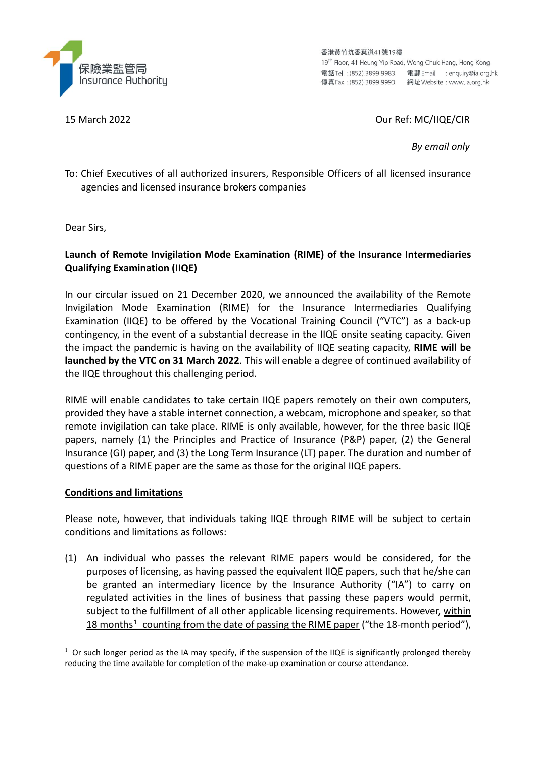保險業監管局
Insurance Authority

香港黃竹坑香葉道41號19樓
19th Floor, 41 Heung Yip Road, Wong Chuk Hang, Hong Kong.
電話Tel : (852) 3899 9983 電郵Email : enquiry@ia.org.hk
傳真Fax : (852) 3899 9993 網址Website : www.ia.org.hk

15 March 2022

Our Ref: MC/IIQE/CIR

*By email only*

To: Chief Executives of all authorized insurers, Responsible Officers of all licensed insurance agencies and licensed insurance brokers companies

Dear Sirs,

**Launch of Remote Invigilation Mode Examination (RIME) of the Insurance Intermediaries Qualifying Examination (IIQE)**

In our circular issued on 21 December 2020, we announced the availability of the Remote Invigilation Mode Examination (RIME) for the Insurance Intermediaries Qualifying Examination (IIQE) to be offered by the Vocational Training Council ("VTC") as a back-up contingency, in the event of a substantial decrease in the IIQE onsite seating capacity. Given the impact the pandemic is having on the availability of IIQE seating capacity, **RIME will be launched by the VTC on 31 March 2022**. This will enable a degree of continued availability of the IIQE throughout this challenging period.

RIME will enable candidates to take certain IIQE papers remotely on their own computers, provided they have a stable internet connection, a webcam, microphone and speaker, so that remote invigilation can take place. RIME is only available, however, for the three basic IIQE papers, namely (1) the Principles and Practice of Insurance (P&P) paper, (2) the General Insurance (GI) paper, and (3) the Long Term Insurance (LT) paper. The duration and number of questions of a RIME paper are the same as those for the original IIQE papers.

**Conditions and limitations**

Please note, however, that individuals taking IIQE through RIME will be subject to certain conditions and limitations as follows:

(1) An individual who passes the relevant RIME papers would be considered, for the purposes of licensing, as having passed the equivalent IIQE papers, such that he/she can be granted an intermediary licence by the Insurance Authority ("IA") to carry on regulated activities in the lines of business that passing these papers would permit, subject to the fulfillment of all other applicable licensing requirements. However, within 18 months[1] counting from the date of passing the RIME paper ("the 18-month period"),

[1] Or such longer period as the IA may specify, if the suspension of the IIQE is significantly prolonged thereby reducing the time available for completion of the make-up examination or course attendance.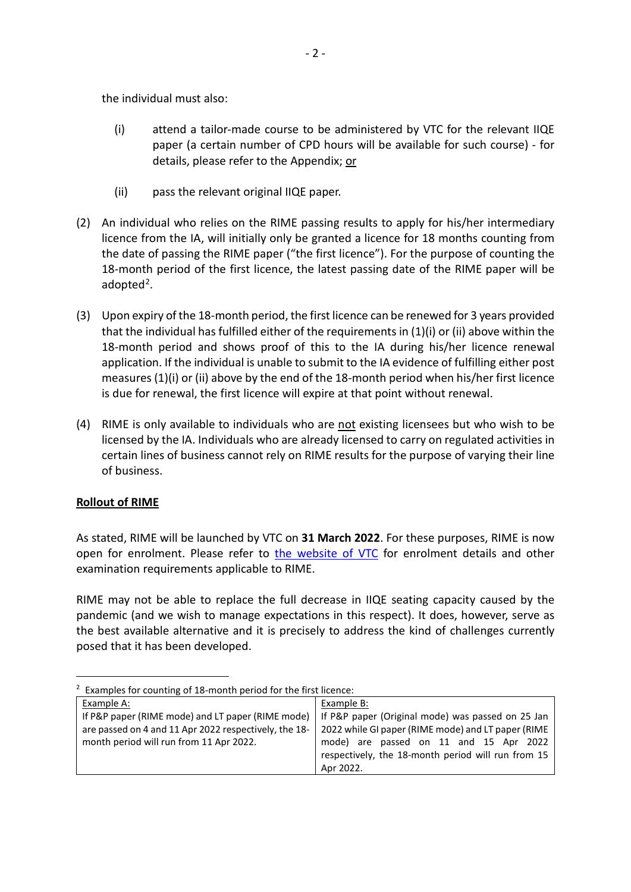the individual must also:

(i) attend a tailor-made course to be administered by VTC for the relevant IIQE paper (a certain number of CPD hours will be available for such course) - for details, please refer to the Appendix; or

(ii) pass the relevant original IIQE paper.

(2) An individual who relies on the RIME passing results to apply for his/her intermediary licence from the IA, will initially only be granted a licence for 18 months counting from the date of passing the RIME paper ("the first licence"). For the purpose of counting the 18-month period of the first licence, the latest passing date of the RIME paper will be adopted[2].

(3) Upon expiry of the 18-month period, the first licence can be renewed for 3 years provided that the individual has fulfilled either of the requirements in (1)(i) or (ii) above within the 18-month period and shows proof of this to the IA during his/her licence renewal application. If the individual is unable to submit to the IA evidence of fulfilling either post measures (1)(i) or (ii) above by the end of the 18-month period when his/her first licence is due for renewal, the first licence will expire at that point without renewal.

(4) RIME is only available to individuals who are not existing licensees but who wish to be licensed by the IA. Individuals who are already licensed to carry on regulated activities in certain lines of business cannot rely on RIME results for the purpose of varying their line of business.

## Rollout of RIME

As stated, RIME will be launched by VTC on **31 March 2022**. For these purposes, RIME is now open for enrolment. Please refer to the website of VTC for enrolment details and other examination requirements applicable to RIME.

RIME may not be able to replace the full decrease in IIQE seating capacity caused by the pandemic (and we wish to manage expectations in this respect). It does, however, serve as the best available alternative and it is precisely to address the kind of challenges currently posed that it has been developed.

---

[2] Examples for counting of 18-month period for the first licence:

| Example A: | Example B: |
|---|---|
| If P&P paper (RIME mode) and LT paper (RIME mode) are passed on 4 and 11 Apr 2022 respectively, the 18-month period will run from 11 Apr 2022. | If P&P paper (Original mode) was passed on 25 Jan 2022 while GI paper (RIME mode) and LT paper (RIME mode) are passed on 11 and 15 Apr 2022 respectively, the 18-month period will run from 15 Apr 2022. |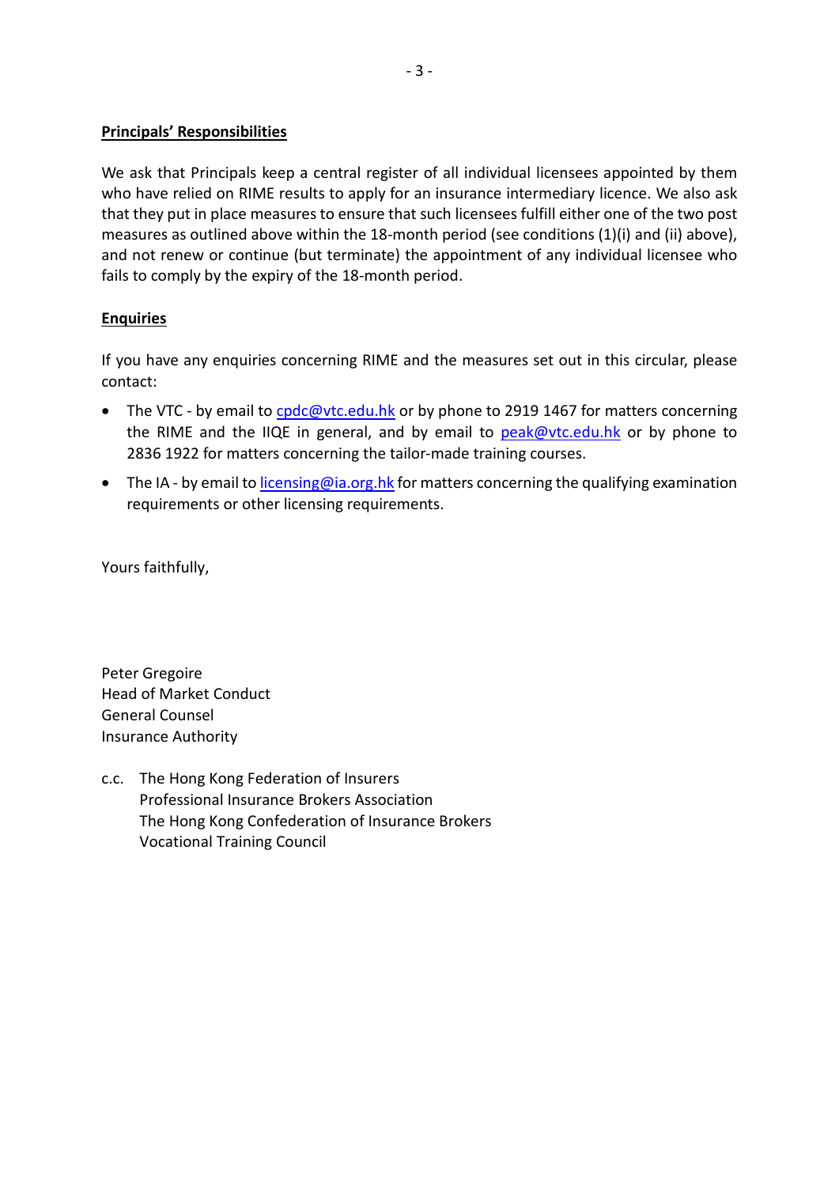**Principals' Responsibilities**

We ask that Principals keep a central register of all individual licensees appointed by them who have relied on RIME results to apply for an insurance intermediary licence. We also ask that they put in place measures to ensure that such licensees fulfill either one of the two post measures as outlined above within the 18-month period (see conditions (1)(i) and (ii) above), and not renew or continue (but terminate) the appointment of any individual licensee who fails to comply by the expiry of the 18-month period.

**Enquiries**

If you have any enquiries concerning RIME and the measures set out in this circular, please contact:

- The VTC - by email to cpdc@vtc.edu.hk or by phone to 2919 1467 for matters concerning the RIME and the IIQE in general, and by email to peak@vtc.edu.hk or by phone to 2836 1922 for matters concerning the tailor-made training courses.
- The IA - by email to licensing@ia.org.hk for matters concerning the qualifying examination requirements or other licensing requirements.

Yours faithfully,

Peter Gregoire
Head of Market Conduct
General Counsel
Insurance Authority

c.c. The Hong Kong Federation of Insurers
Professional Insurance Brokers Association
The Hong Kong Confederation of Insurance Brokers
Vocational Training Council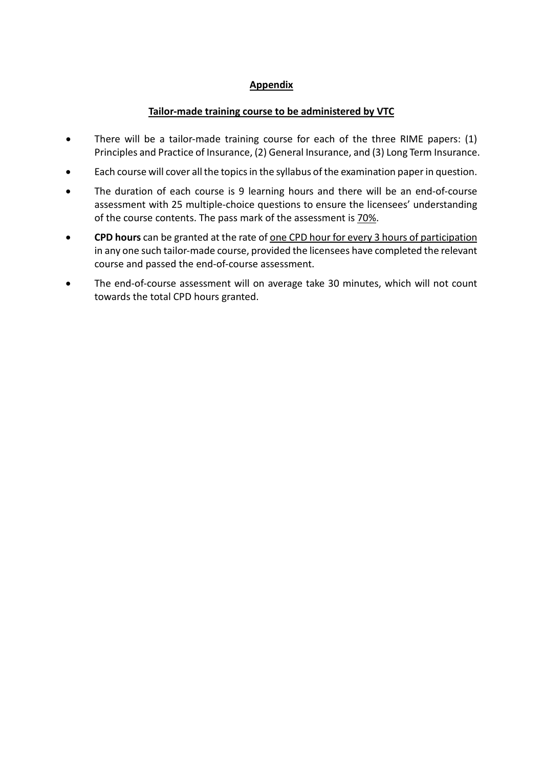## **Appendix**

### **Tailor-made training course to be administered by VTC**

- There will be a tailor-made training course for each of the three RIME papers: (1) Principles and Practice of Insurance, (2) General Insurance, and (3) Long Term Insurance.
- Each course will cover all the topics in the syllabus of the examination paper in question.
- The duration of each course is 9 learning hours and there will be an end-of-course assessment with 25 multiple-choice questions to ensure the licensees' understanding of the course contents. The pass mark of the assessment is 70%.
- **CPD hours** can be granted at the rate of one CPD hour for every 3 hours of participation in any one such tailor-made course, provided the licensees have completed the relevant course and passed the end-of-course assessment.
- The end-of-course assessment will on average take 30 minutes, which will not count towards the total CPD hours granted.